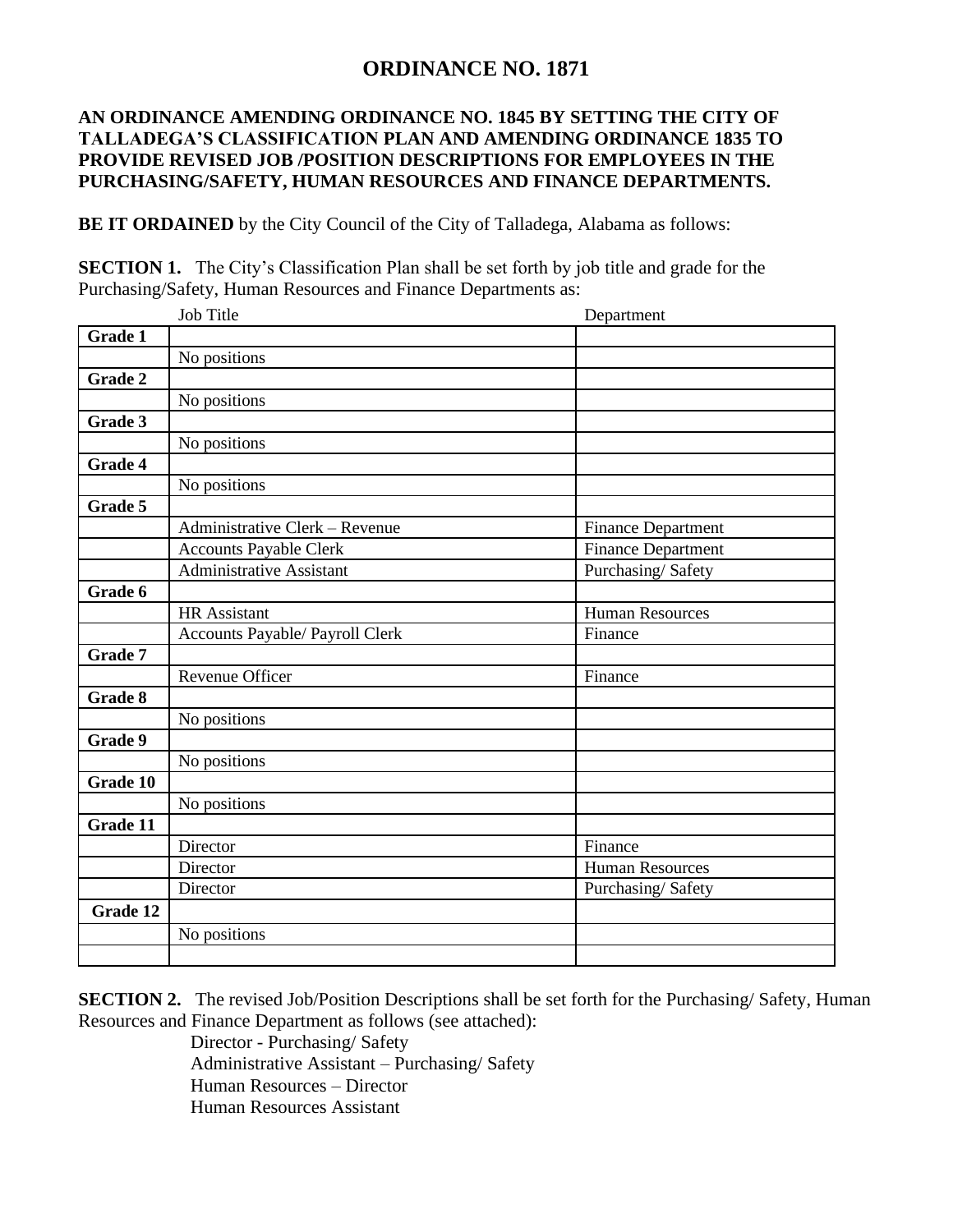# ORDINANCE NO. 1871

**AN ORDINANCE AMENDING ORDINANCE NO. 1845 BY SETTING THE CITY OF TALLADEGA'S CLASSIFICATION PLAN AND AMENDING ORDINANCE 1835 TO PROVIDE REVISED JOB /POSITION DESCRIPTIONS FOR EMPLOYEES IN THE PURCHASING/SAFETY, HUMAN RESOURCES AND FINANCE DEPARTMENTS.**

**BE IT ORDAINED** by the City Council of the City of Talladega, Alabama as follows:

**SECTION 1.** The City's Classification Plan shall be set forth by job title and grade for the Purchasing/Safety, Human Resources and Finance Departments as:

| | Job Title | Department |
|---|---|---|
| **Grade 1** | | |
| | No positions | |
| **Grade 2** | | |
| | No positions | |
| **Grade 3** | | |
| | No positions | |
| **Grade 4** | | |
| | No positions | |
| **Grade 5** | | |
| | Administrative Clerk – Revenue | Finance Department |
| | Accounts Payable Clerk | Finance Department |
| | Administrative Assistant | Purchasing/ Safety |
| **Grade 6** | | |
| | HR Assistant | Human Resources |
| | Accounts Payable/ Payroll Clerk | Finance |
| **Grade 7** | | |
| | Revenue Officer | Finance |
| **Grade 8** | | |
| | No positions | |
| **Grade 9** | | |
| | No positions | |
| **Grade 10** | | |
| | No positions | |
| **Grade 11** | | |
| | Director | Finance |
| | Director | Human Resources |
| | Director | Purchasing/ Safety |
| **Grade 12** | | |
| | No positions | |
| | | |

**SECTION 2.** The revised Job/Position Descriptions shall be set forth for the Purchasing/ Safety, Human Resources and Finance Department as follows (see attached):

Director - Purchasing/ Safety
Administrative Assistant – Purchasing/ Safety
Human Resources – Director
Human Resources Assistant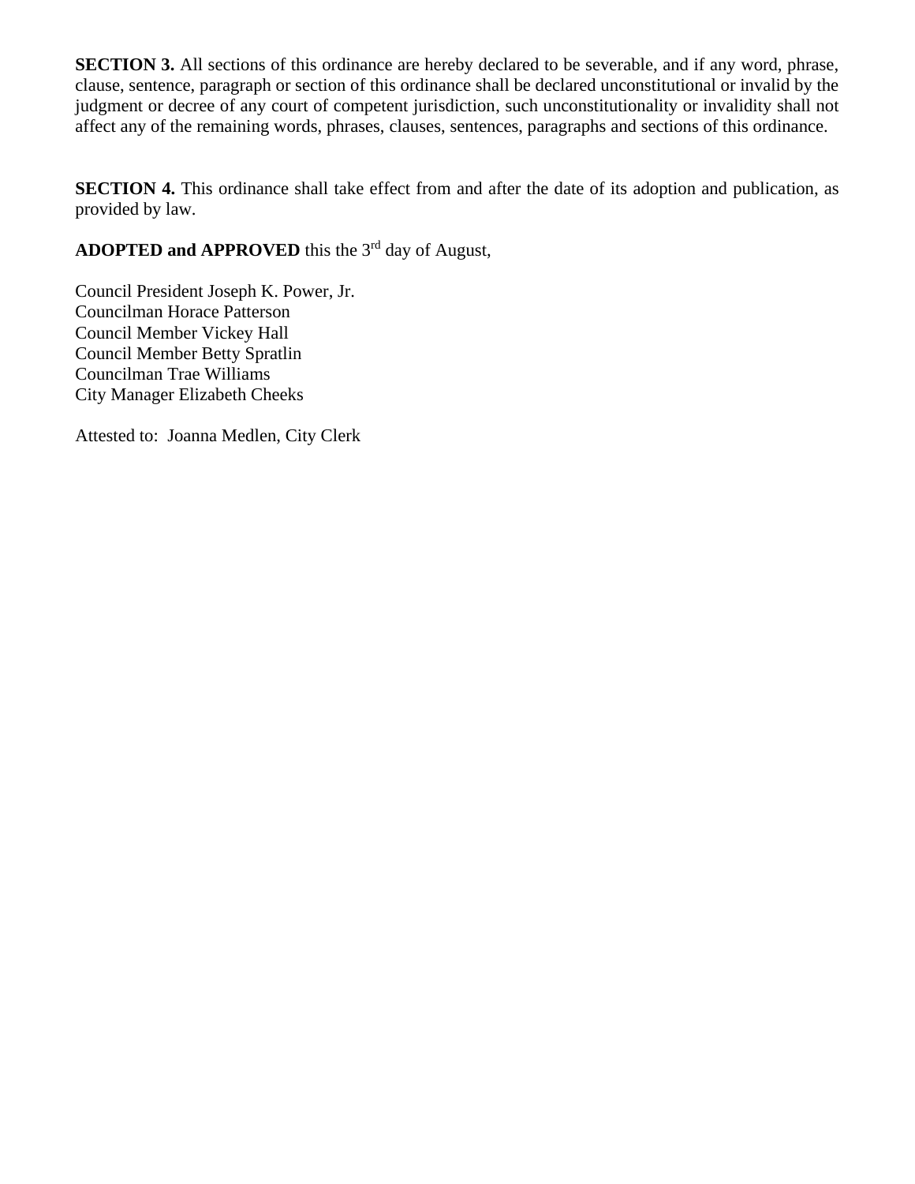**SECTION 3.** All sections of this ordinance are hereby declared to be severable, and if any word, phrase, clause, sentence, paragraph or section of this ordinance shall be declared unconstitutional or invalid by the judgment or decree of any court of competent jurisdiction, such unconstitutionality or invalidity shall not affect any of the remaining words, phrases, clauses, sentences, paragraphs and sections of this ordinance.

**SECTION 4.** This ordinance shall take effect from and after the date of its adoption and publication, as provided by law.

**ADOPTED and APPROVED** this the 3rd day of August,

Council President Joseph K. Power, Jr.
Councilman Horace Patterson
Council Member Vickey Hall
Council Member Betty Spratlin
Councilman Trae Williams
City Manager Elizabeth Cheeks

Attested to: Joanna Medlen, City Clerk